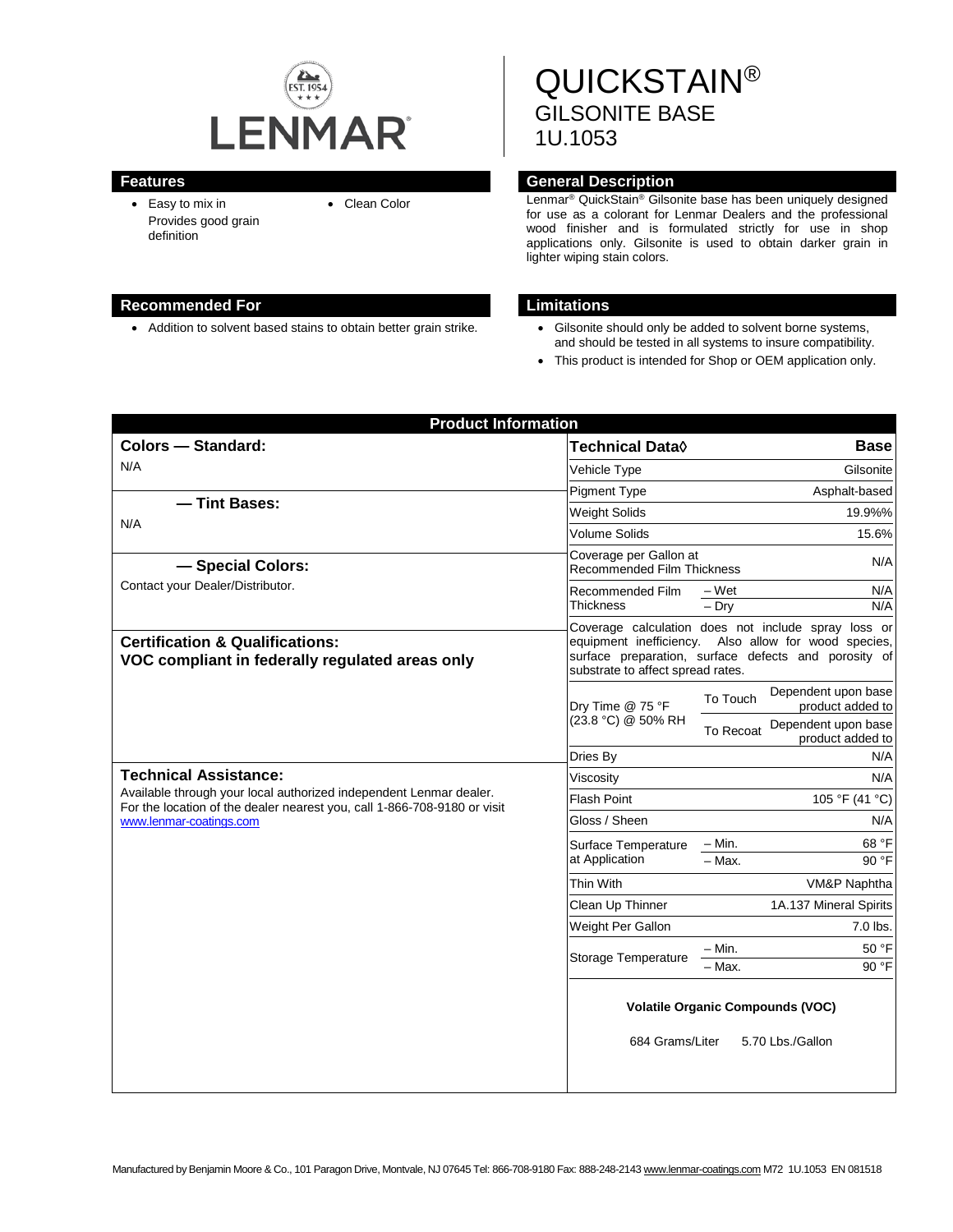# QUICKSTAIN®

## GILSONITE BASE

## 1U.1053

## Features

- Easy to mix in
  Provides good grain definition
- Clean Color

## General Description

Lenmar® QuickStain® Gilsonite base has been uniquely designed for use as a colorant for Lenmar Dealers and the professional wood finisher and is formulated strictly for use in shop applications only. Gilsonite is used to obtain darker grain in lighter wiping stain colors.

## Recommended For

- Addition to solvent based stains to obtain better grain strike.

## Limitations

- Gilsonite should only be added to solvent borne systems, and should be tested in all systems to insure compatibility.
- This product is intended for Shop or OEM application only.

## Product Information

**Colors — Standard:**

N/A

**— Tint Bases:**

N/A

**— Special Colors:**

Contact your Dealer/Distributor.

**Certification & Qualifications:**
**VOC compliant in federally regulated areas only**

**Technical Assistance:**

Available through your local authorized independent Lenmar dealer. For the location of the dealer nearest you, call 1-866-708-9180 or visit www.lenmar-coatings.com

| Technical Data◊ | | Base |
|---|---|---|
| Vehicle Type | | Gilsonite |
| Pigment Type | | Asphalt-based |
| Weight Solids | | 19.9%% |
| Volume Solids | | 15.6% |
| Coverage per Gallon at Recommended Film Thickness | | N/A |
| Recommended Film Thickness | – Wet | N/A |
| | – Dry | N/A |
| Coverage calculation does not include spray loss or equipment inefficiency. Also allow for wood species, surface preparation, surface defects and porosity of substrate to affect spread rates. | | |
| Dry Time @ 75 °F (23.8 °C) @ 50% RH | To Touch | Dependent upon base product added to |
| | To Recoat | Dependent upon base product added to |
| Dries By | | N/A |
| Viscosity | | N/A |
| Flash Point | | 105 °F (41 °C) |
| Gloss / Sheen | | N/A |
| Surface Temperature at Application | – Min. | 68 °F |
| | – Max. | 90 °F |
| Thin With | | VM&P Naphtha |
| Clean Up Thinner | | 1A.137 Mineral Spirits |
| Weight Per Gallon | | 7.0 lbs. |
| Storage Temperature | – Min. | 50 °F |
| | – Max. | 90 °F |

**Volatile Organic Compounds (VOC)**

684 Grams/Liter 5.70 Lbs./Gallon

Manufactured by Benjamin Moore & Co., 101 Paragon Drive, Montvale, NJ 07645 Tel: 866-708-9180 Fax: 888-248-2143 www.lenmar-coatings.com M72 1U.1053 EN 081518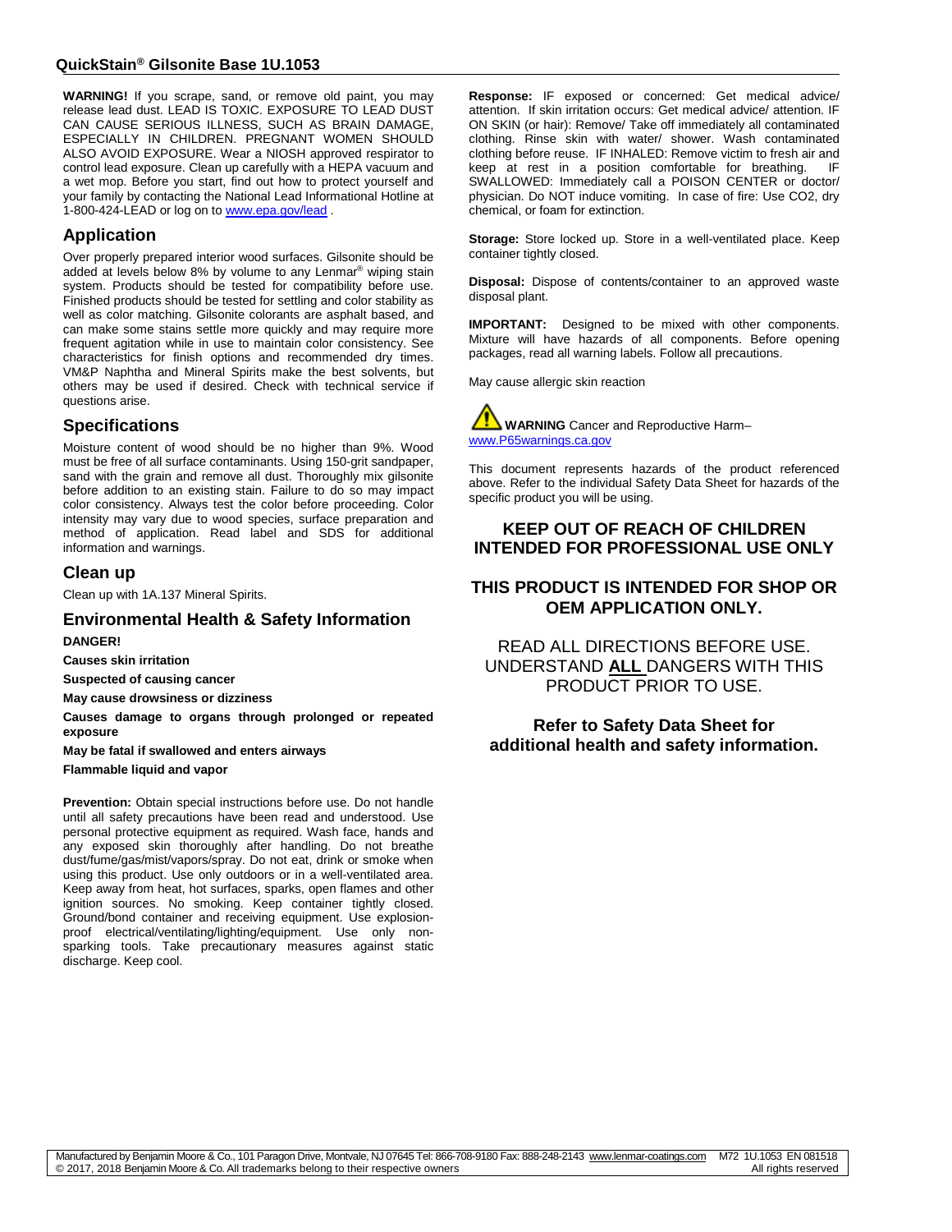**WARNING!** If you scrape, sand, or remove old paint, you may release lead dust. LEAD IS TOXIC. EXPOSURE TO LEAD DUST CAN CAUSE SERIOUS ILLNESS, SUCH AS BRAIN DAMAGE, ESPECIALLY IN CHILDREN. PREGNANT WOMEN SHOULD ALSO AVOID EXPOSURE. Wear a NIOSH approved respirator to control lead exposure. Clean up carefully with a HEPA vacuum and a wet mop. Before you start, find out how to protect yourself and your family by contacting the National Lead Informational Hotline at 1-800-424-LEAD or log on to www.epa.gov/lead .

## Application

Over properly prepared interior wood surfaces. Gilsonite should be added at levels below 8% by volume to any Lenmar® wiping stain system. Products should be tested for compatibility before use. Finished products should be tested for settling and color stability as well as color matching. Gilsonite colorants are asphalt based, and can make some stains settle more quickly and may require more frequent agitation while in use to maintain color consistency. See characteristics for finish options and recommended dry times. VM&P Naphtha and Mineral Spirits make the best solvents, but others may be used if desired. Check with technical service if questions arise.

## Specifications

Moisture content of wood should be no higher than 9%. Wood must be free of all surface contaminants. Using 150-grit sandpaper, sand with the grain and remove all dust. Thoroughly mix gilsonite before addition to an existing stain. Failure to do so may impact color consistency. Always test the color before proceeding. Color intensity may vary due to wood species, surface preparation and method of application. Read label and SDS for additional information and warnings.

## Clean up

Clean up with 1A.137 Mineral Spirits.

## Environmental Health & Safety Information

**DANGER!**

**Causes skin irritation**

**Suspected of causing cancer**

**May cause drowsiness or dizziness**

**Causes damage to organs through prolonged or repeated exposure**

**May be fatal if swallowed and enters airways**

**Flammable liquid and vapor**

**Prevention:** Obtain special instructions before use. Do not handle until all safety precautions have been read and understood. Use personal protective equipment as required. Wash face, hands and any exposed skin thoroughly after handling. Do not breathe dust/fume/gas/mist/vapors/spray. Do not eat, drink or smoke when using this product. Use only outdoors or in a well-ventilated area. Keep away from heat, hot surfaces, sparks, open flames and other ignition sources. No smoking. Keep container tightly closed. Ground/bond container and receiving equipment. Use explosion-proof electrical/ventilating/lighting/equipment. Use only non-sparking tools. Take precautionary measures against static discharge. Keep cool.

**Response:** IF exposed or concerned: Get medical advice/ attention. If skin irritation occurs: Get medical advice/ attention. IF ON SKIN (or hair): Remove/ Take off immediately all contaminated clothing. Rinse skin with water/ shower. Wash contaminated clothing before reuse. IF INHALED: Remove victim to fresh air and keep at rest in a position comfortable for breathing. IF SWALLOWED: Immediately call a POISON CENTER or doctor/ physician. Do NOT induce vomiting. In case of fire: Use CO2, dry chemical, or foam for extinction.

**Storage:** Store locked up. Store in a well-ventilated place. Keep container tightly closed.

**Disposal:** Dispose of contents/container to an approved waste disposal plant.

**IMPORTANT:** Designed to be mixed with other components. Mixture will have hazards of all components. Before opening packages, read all warning labels. Follow all precautions.

May cause allergic skin reaction

**WARNING** Cancer and Reproductive Harm– www.P65warnings.ca.gov

This document represents hazards of the product referenced above. Refer to the individual Safety Data Sheet for hazards of the specific product you will be using.

**KEEP OUT OF REACH OF CHILDREN**
**INTENDED FOR PROFESSIONAL USE ONLY**

**THIS PRODUCT IS INTENDED FOR SHOP OR OEM APPLICATION ONLY.**

READ ALL DIRECTIONS BEFORE USE. UNDERSTAND **ALL** DANGERS WITH THIS PRODUCT PRIOR TO USE.

**Refer to Safety Data Sheet for additional health and safety information.**

Manufactured by Benjamin Moore & Co., 101 Paragon Drive, Montvale, NJ 07645 Tel: 866-708-9180 Fax: 888-248-2143 www.lenmar-coatings.com M72 1U.1053 EN 081518
© 2017, 2018 Benjamin Moore & Co. All trademarks belong to their respective owners All rights reserved